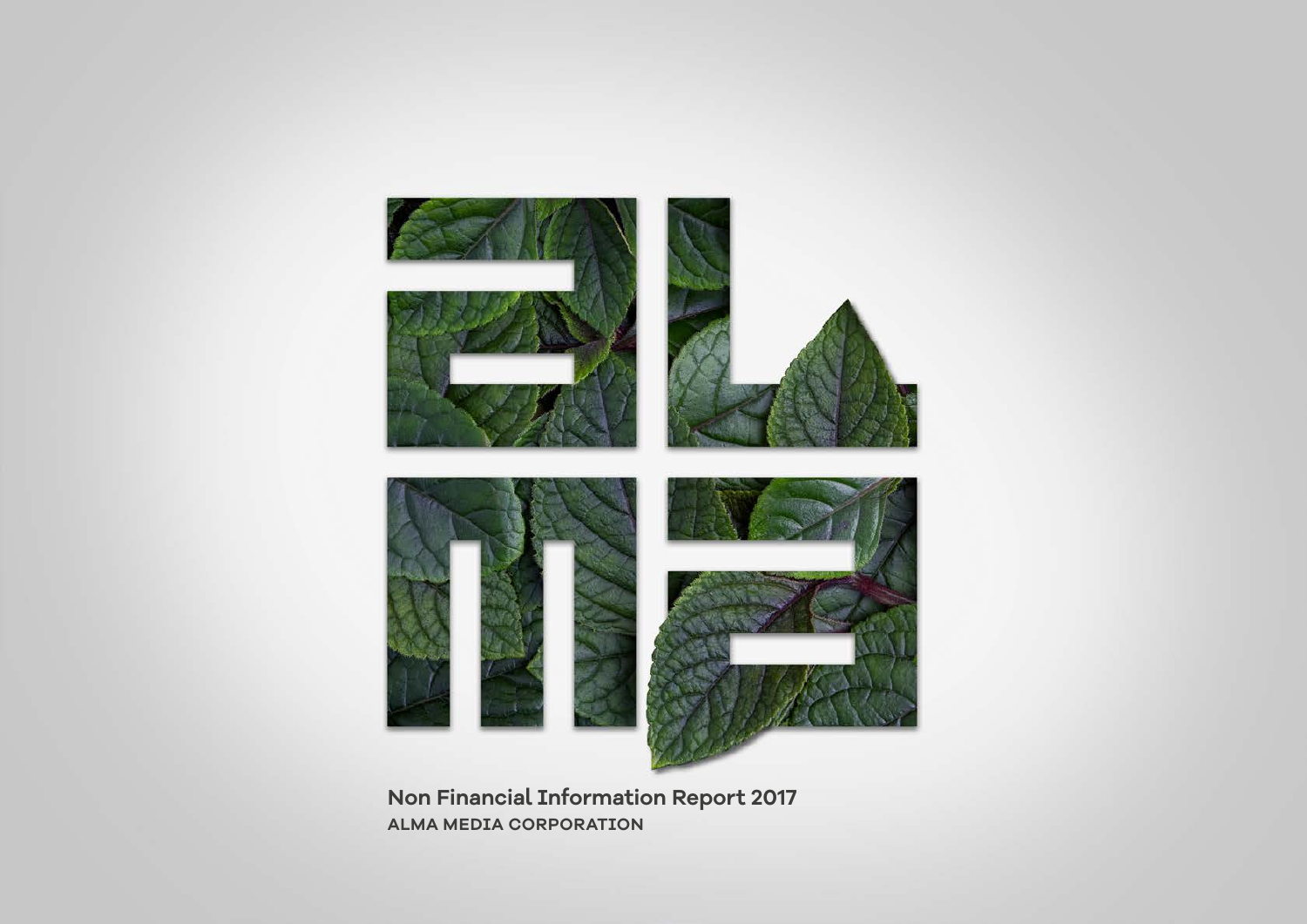# alma

**Non Financial Information Report 2017**

ALMA MEDIA CORPORATION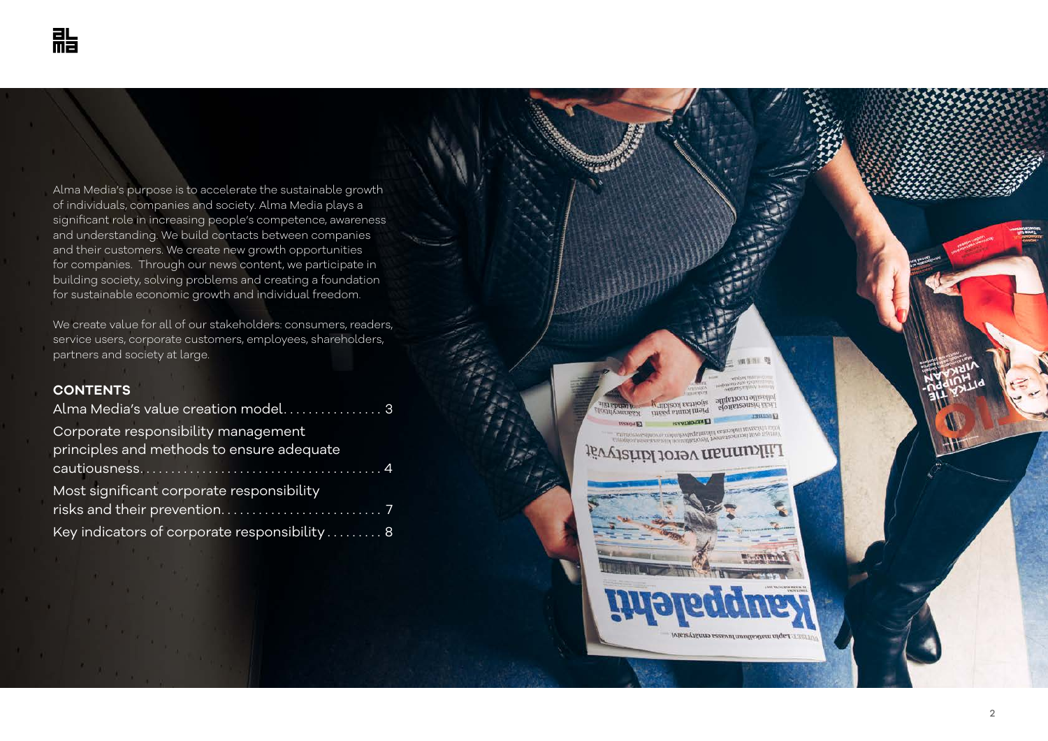Alma Media's purpose is to accelerate the sustainable growth of individuals, companies and society. Alma Media plays a significant role in increasing people's competence, awareness and understanding. We build contacts between companies and their customers. We create new growth opportunities for companies. Through our news content, we participate in building society, solving problems and creating a foundation for sustainable economic growth and individual freedom.

We create value for all of our stakeholders: consumers, readers, service users, corporate customers, employees, shareholders, partners and society at large.

## CONTENTS

Alma Media's value creation model. . . . . . . . . . . . . . . . 3

Corporate responsibility management principles and methods to ensure adequate cautiousness. . . . . . . . . . . . . . . . . . . . . . . . . . . . . . . . . . . . . . 4

Most significant corporate responsibility risks and their prevention. . . . . . . . . . . . . . . . . . . . . . . . . 7

Key indicators of corporate responsibility . . . . . . . . . 8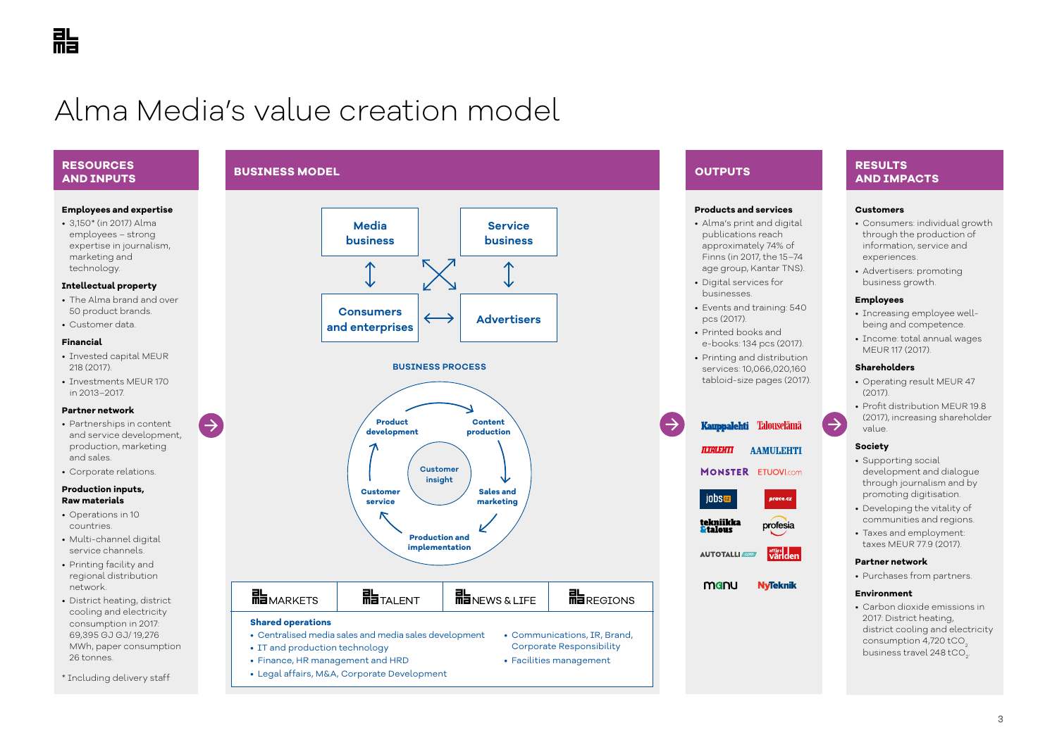# Alma Media's value creation model

## RESOURCES AND INPUTS

**Employees and expertise**

- 3,150* (in 2017) Alma employees – strong expertise in journalism, marketing and technology.

**Intellectual property**

- The Alma brand and over 50 product brands.
- Customer data.

**Financial**

- Invested capital MEUR 218 (2017).
- Investments MEUR 170 in 2013–2017.

**Partner network**

- Partnerships in content and service development, production, marketing and sales.
- Corporate relations.

**Production inputs, Raw materials**

- Operations in 10 countries.
- Multi-channel digital service channels.
- Printing facility and regional distribution network.
- District heating, district cooling and electricity consumption in 2017: 69,395 GJ GJ/ 19,276 MWh, paper consumption 26 tonnes.

* Including delivery staff

## BUSINESS MODEL

Media business ↕ Consumers and enterprises
Service business ↕ Advertisers
Consumers and enterprises ↔ Advertisers

**BUSINESS PROCESS**

Product development → Content production → Sales and marketing → Production and implementation → Customer service → Product development

Customer insight (centre)

Alma MARKETS | Alma TALENT | Alma NEWS & LIFE | Alma REGIONS

**Shared operations**

- Centralised media sales and media sales development
- IT and production technology
- Finance, HR management and HRD
- Legal affairs, M&A, Corporate Development
- Communications, IR, Brand, Corporate Responsibility
- Facilities management

## OUTPUTS

**Products and services**

- Alma's print and digital publications reach approximately 74% of Finns (in 2017, the 15–74 age group, Kantar TNS).
- Digital services for businesses.
- Events and training: 540 pcs (2017).
- Printed books and e-books: 134 pcs (2017).
- Printing and distribution services: 10,066,020,160 tabloid-size pages (2017).

Kauppalehti, Talouselämä, Iltalehti, Aamulehti, Monster, Etuovi.com, jobs.cz, prace.cz, tekniikka&talous, profesia, Autotalli.com, affärsvärlden, manu, NyTeknik

## RESULTS AND IMPACTS

**Customers**

- Consumers: individual growth through the production of information, service and experiences.
- Advertisers: promoting business growth.

**Employees**

- Increasing employee well-being and competence.
- Income: total annual wages MEUR 117 (2017).

**Shareholders**

- Operating result MEUR 47 (2017).
- Profit distribution MEUR 19.8 (2017), increasing shareholder value.

**Society**

- Supporting social development and dialogue through journalism and by promoting digitisation.
- Developing the vitality of communities and regions.
- Taxes and employment: taxes MEUR 77.9 (2017).

**Partner network**

- Purchases from partners.

**Environment**

- Carbon dioxide emissions in 2017: District heating, district cooling and electricity consumption 4,720 $tCO_2$, business travel 248 $tCO_2$.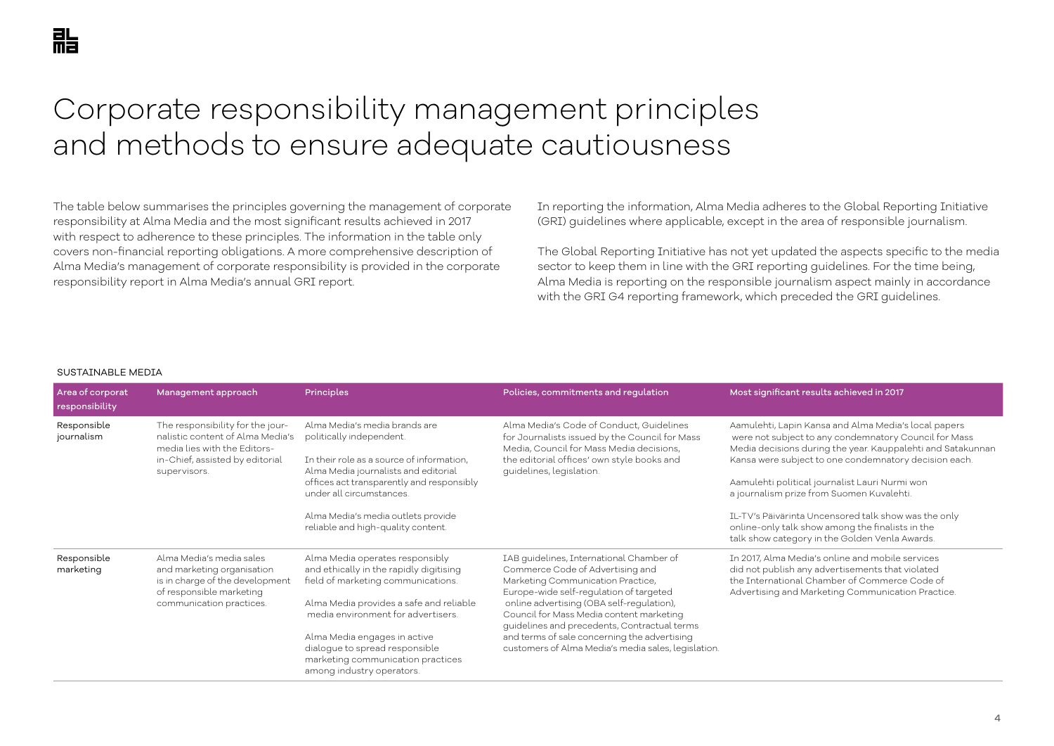# Corporate responsibility management principles and methods to ensure adequate cautiousness

The table below summarises the principles governing the management of corporate responsibility at Alma Media and the most significant results achieved in 2017 with respect to adherence to these principles. The information in the table only covers non-financial reporting obligations. A more comprehensive description of Alma Media's management of corporate responsibility is provided in the corporate responsibility report in Alma Media's annual GRI report.

In reporting the information, Alma Media adheres to the Global Reporting Initiative (GRI) guidelines where applicable, except in the area of responsible journalism.

The Global Reporting Initiative has not yet updated the aspects specific to the media sector to keep them in line with the GRI reporting guidelines. For the time being, Alma Media is reporting on the responsible journalism aspect mainly in accordance with the GRI G4 reporting framework, which preceded the GRI guidelines.

SUSTAINABLE MEDIA

| Area of corporat responsibility | Management approach | Principles | Policies, commitments and regulation | Most significant results achieved in 2017 |
|---|---|---|---|---|
| Responsible journalism | The responsibility for the journalistic content of Alma Media's media lies with the Editors-in-Chief, assisted by editorial supervisors. | Alma Media's media brands are politically independent.<br><br>In their role as a source of information, Alma Media journalists and editorial offices act transparently and responsibly under all circumstances.<br><br>Alma Media's media outlets provide reliable and high-quality content. | Alma Media's Code of Conduct, Guidelines for Journalists issued by the Council for Mass Media, Council for Mass Media decisions, the editorial offices' own style books and guidelines, legislation. | Aamulehti, Lapin Kansa and Alma Media's local papers were not subject to any condemnatory Council for Mass Media decisions during the year. Kauppalehti and Satakunnan Kansa were subject to one condemnatory decision each.<br><br>Aamulehti political journalist Lauri Nurmi won a journalism prize from Suomen Kuvalehti.<br><br>IL-TV's Päivärinta Uncensored talk show was the only online-only talk show among the finalists in the talk show category in the Golden Venla Awards. |
| Responsible marketing | Alma Media's media sales and marketing organisation is in charge of the development of responsible marketing communication practices. | Alma Media operates responsibly and ethically in the rapidly digitising field of marketing communications.<br><br>Alma Media provides a safe and reliable media environment for advertisers.<br><br>Alma Media engages in active dialogue to spread responsible marketing communication practices among industry operators. | IAB guidelines, International Chamber of Commerce Code of Advertising and Marketing Communication Practice, Europe-wide self-regulation of targeted online advertising (OBA self-regulation), Council for Mass Media content marketing guidelines and precedents, Contractual terms and terms of sale concerning the advertising customers of Alma Media's media sales, legislation. | In 2017, Alma Media's online and mobile services did not publish any advertisements that violated the International Chamber of Commerce Code of Advertising and Marketing Communication Practice. |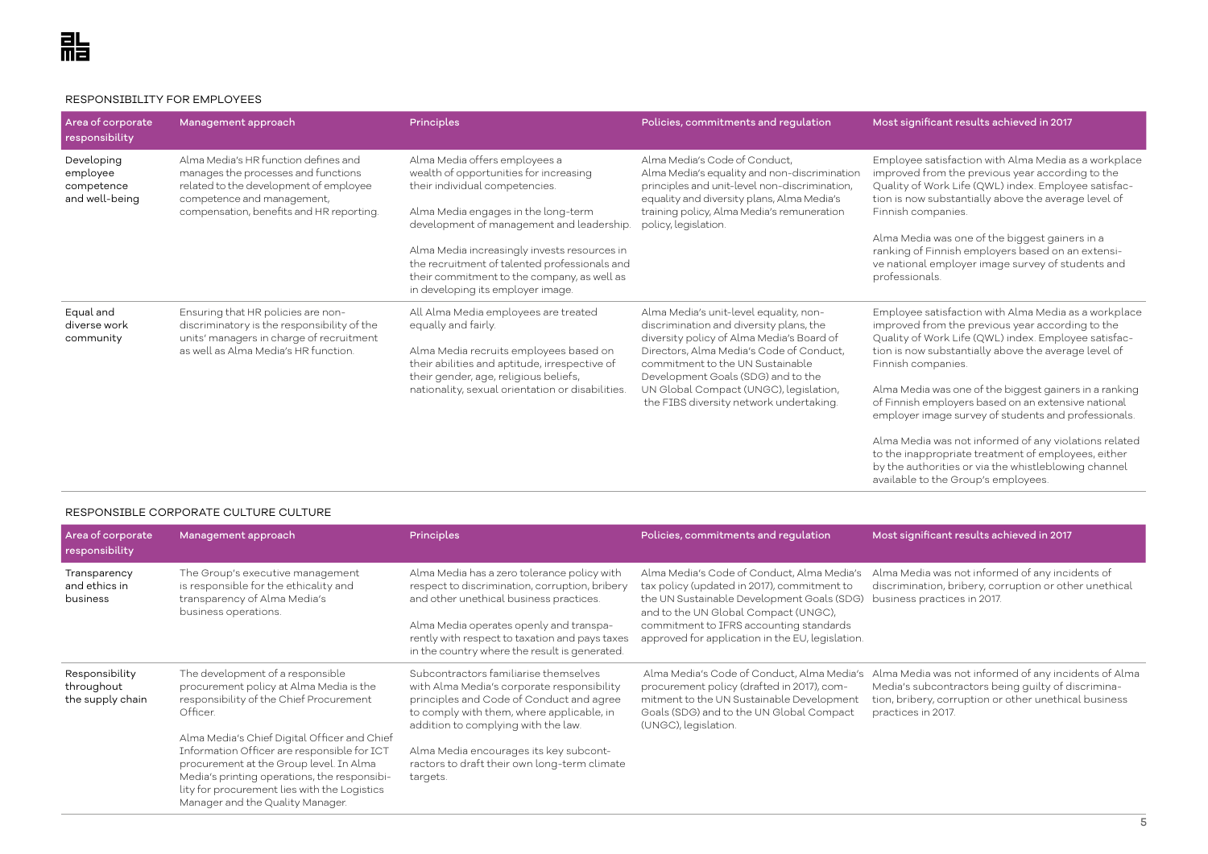## RESPONSIBILITY FOR EMPLOYEES

| Area of corporate responsibility | Management approach | Principles | Policies, commitments and regulation | Most significant results achieved in 2017 |
|---|---|---|---|---|
| Developing employee competence and well-being | Alma Media's HR function defines and manages the processes and functions related to the development of employee competence and management, compensation, benefits and HR reporting. | Alma Media offers employees a wealth of opportunities for increasing their individual competencies.<br><br>Alma Media engages in the long-term development of management and leadership.<br><br>Alma Media increasingly invests resources in the recruitment of talented professionals and their commitment to the company, as well as in developing its employer image. | Alma Media's Code of Conduct, Alma Media's equality and non-discrimination principles and unit-level non-discrimination, equality and diversity plans, Alma Media's training policy, Alma Media's remuneration policy, legislation. | Employee satisfaction with Alma Media as a workplace improved from the previous year according to the Quality of Work Life (QWL) index. Employee satisfaction is now substantially above the average level of Finnish companies.<br><br>Alma Media was one of the biggest gainers in a ranking of Finnish employers based on an extensive national employer image survey of students and professionals. |
| Equal and diverse work community | Ensuring that HR policies are non-discriminatory is the responsibility of the units' managers in charge of recruitment as well as Alma Media's HR function. | All Alma Media employees are treated equally and fairly.<br><br>Alma Media recruits employees based on their abilities and aptitude, irrespective of their gender, age, religious beliefs, nationality, sexual orientation or disabilities. | Alma Media's unit-level equality, non-discrimination and diversity plans, the diversity policy of Alma Media's Board of Directors, Alma Media's Code of Conduct, commitment to the UN Sustainable Development Goals (SDG) and to the UN Global Compact (UNGC), legislation, the FIBS diversity network undertaking. | Employee satisfaction with Alma Media as a workplace improved from the previous year according to the Quality of Work Life (QWL) index. Employee satisfaction is now substantially above the average level of Finnish companies.<br><br>Alma Media was one of the biggest gainers in a ranking of Finnish employers based on an extensive national employer image survey of students and professionals.<br><br>Alma Media was not informed of any violations related to the inappropriate treatment of employees, either by the authorities or via the whistleblowing channel available to the Group's employees. |

## RESPONSIBLE CORPORATE CULTURE CULTURE

| Area of corporate responsibility | Management approach | Principles | Policies, commitments and regulation | Most significant results achieved in 2017 |
|---|---|---|---|---|
| Transparency and ethics in business | The Group's executive management is responsible for the ethicality and transparency of Alma Media's business operations. | Alma Media has a zero tolerance policy with respect to discrimination, corruption, bribery and other unethical business practices.<br><br>Alma Media operates openly and transparently with respect to taxation and pays taxes in the country where the result is generated. | Alma Media's Code of Conduct, Alma Media's tax policy (updated in 2017), commitment to the UN Sustainable Development Goals (SDG) and to the UN Global Compact (UNGC), commitment to IFRS accounting standards approved for application in the EU, legislation. | Alma Media was not informed of any incidents of discrimination, bribery, corruption or other unethical business practices in 2017. |
| Responsibility throughout the supply chain | The development of a responsible procurement policy at Alma Media is the responsibility of the Chief Procurement Officer.<br><br>Alma Media's Chief Digital Officer and Chief Information Officer are responsible for ICT procurement at the Group level. In Alma Media's printing operations, the responsibility for procurement lies with the Logistics Manager and the Quality Manager. | Subcontractors familiarise themselves with Alma Media's corporate responsibility principles and Code of Conduct and agree to comply with them, where applicable, in addition to complying with the law.<br><br>Alma Media encourages its key subcontractors to draft their own long-term climate targets. | Alma Media's Code of Conduct, Alma Media's procurement policy (drafted in 2017), commitment to the UN Sustainable Development Goals (SDG) and to the UN Global Compact (UNGC), legislation. | Alma Media was not informed of any incidents of Alma Media's subcontractors being guilty of discrimination, bribery, corruption or other unethical business practices in 2017. |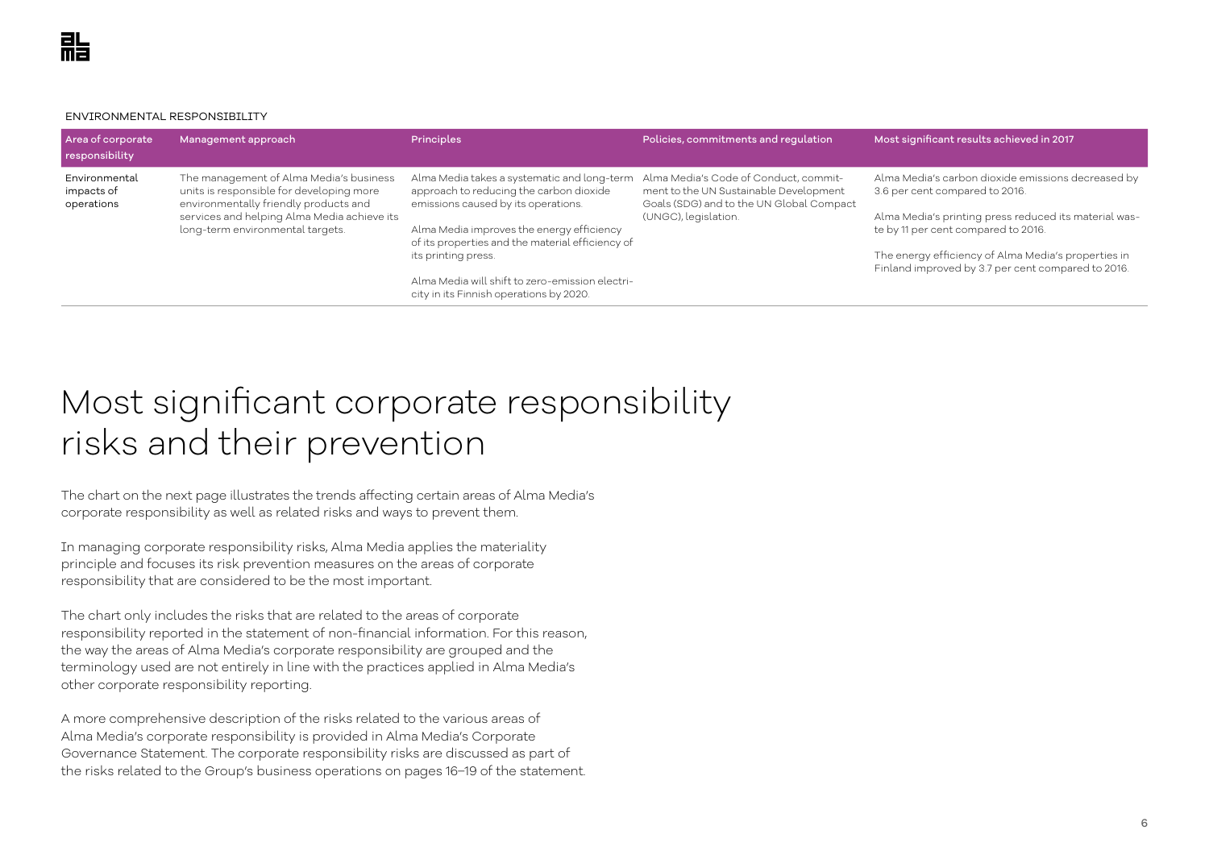ENVIRONMENTAL RESPONSIBILITY

| Area of corporate responsibility | Management approach | Principles | Policies, commitments and regulation | Most significant results achieved in 2017 |
|---|---|---|---|---|
| Environmental impacts of operations | The management of Alma Media's business units is responsible for developing more environmentally friendly products and services and helping Alma Media achieve its long-term environmental targets. | Alma Media takes a systematic and long-term approach to reducing the carbon dioxide emissions caused by its operations.<br><br>Alma Media improves the energy efficiency of its properties and the material efficiency of its printing press.<br><br>Alma Media will shift to zero-emission electricity in its Finnish operations by 2020. | Alma Media's Code of Conduct, commitment to the UN Sustainable Development Goals (SDG) and to the UN Global Compact (UNGC), legislation. | Alma Media's carbon dioxide emissions decreased by 3.6 per cent compared to 2016.<br><br>Alma Media's printing press reduced its material waste by 11 per cent compared to 2016.<br><br>The energy efficiency of Alma Media's properties in Finland improved by 3.7 per cent compared to 2016. |

# Most significant corporate responsibility risks and their prevention

The chart on the next page illustrates the trends affecting certain areas of Alma Media's corporate responsibility as well as related risks and ways to prevent them.

In managing corporate responsibility risks, Alma Media applies the materiality principle and focuses its risk prevention measures on the areas of corporate responsibility that are considered to be the most important.

The chart only includes the risks that are related to the areas of corporate responsibility reported in the statement of non-financial information. For this reason, the way the areas of Alma Media's corporate responsibility are grouped and the terminology used are not entirely in line with the practices applied in Alma Media's other corporate responsibility reporting.

A more comprehensive description of the risks related to the various areas of Alma Media's corporate responsibility is provided in Alma Media's Corporate Governance Statement. The corporate responsibility risks are discussed as part of the risks related to the Group's business operations on pages 16–19 of the statement.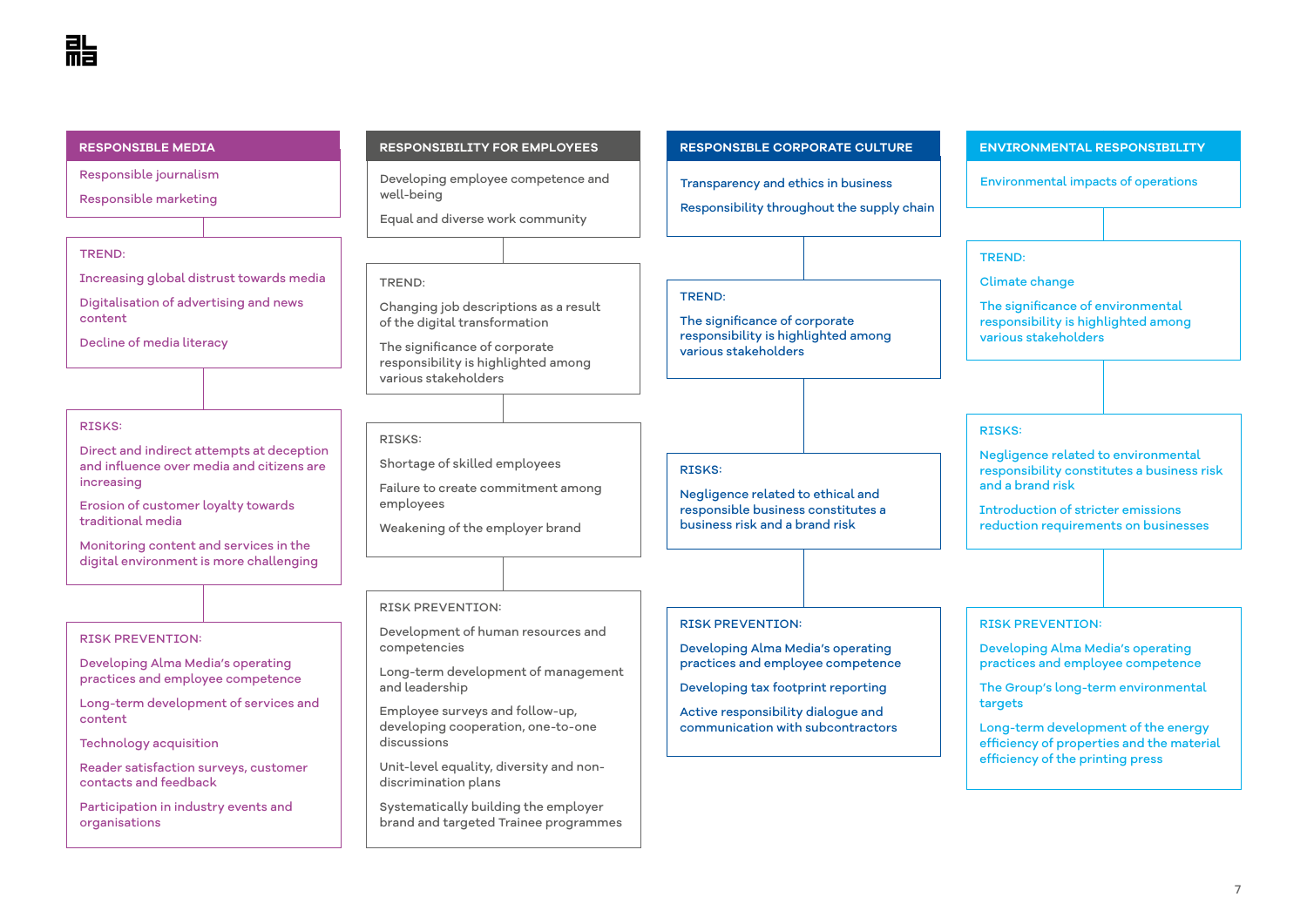## RESPONSIBLE MEDIA

- Responsible journalism
- Responsible marketing

**TREND:**

- Increasing global distrust towards media
- Digitalisation of advertising and news content
- Decline of media literacy

**RISKS:**

- Direct and indirect attempts at deception and influence over media and citizens are increasing
- Erosion of customer loyalty towards traditional media
- Monitoring content and services in the digital environment is more challenging

**RISK PREVENTION:**

- Developing Alma Media's operating practices and employee competence
- Long-term development of services and content
- Technology acquisition
- Reader satisfaction surveys, customer contacts and feedback
- Participation in industry events and organisations

## RESPONSIBILITY FOR EMPLOYEES

- Developing employee competence and well-being
- Equal and diverse work community

**TREND:**

- Changing job descriptions as a result of the digital transformation
- The significance of corporate responsibility is highlighted among various stakeholders

**RISKS:**

- Shortage of skilled employees
- Failure to create commitment among employees
- Weakening of the employer brand

**RISK PREVENTION:**

- Development of human resources and competencies
- Long-term development of management and leadership
- Employee surveys and follow-up, developing cooperation, one-to-one discussions
- Unit-level equality, diversity and non-discrimination plans
- Systematically building the employer brand and targeted Trainee programmes

## RESPONSIBLE CORPORATE CULTURE

- Transparency and ethics in business
- Responsibility throughout the supply chain

**TREND:**

- The significance of corporate responsibility is highlighted among various stakeholders

**RISKS:**

- Negligence related to ethical and responsible business constitutes a business risk and a brand risk

**RISK PREVENTION:**

- Developing Alma Media's operating practices and employee competence
- Developing tax footprint reporting
- Active responsibility dialogue and communication with subcontractors

## ENVIRONMENTAL RESPONSIBILITY

- Environmental impacts of operations

**TREND:**

- Climate change
- The significance of environmental responsibility is highlighted among various stakeholders

**RISKS:**

- Negligence related to environmental responsibility constitutes a business risk and a brand risk
- Introduction of stricter emissions reduction requirements on businesses

**RISK PREVENTION:**

- Developing Alma Media's operating practices and employee competence
- The Group's long-term environmental targets
- Long-term development of the energy efficiency of properties and the material efficiency of the printing press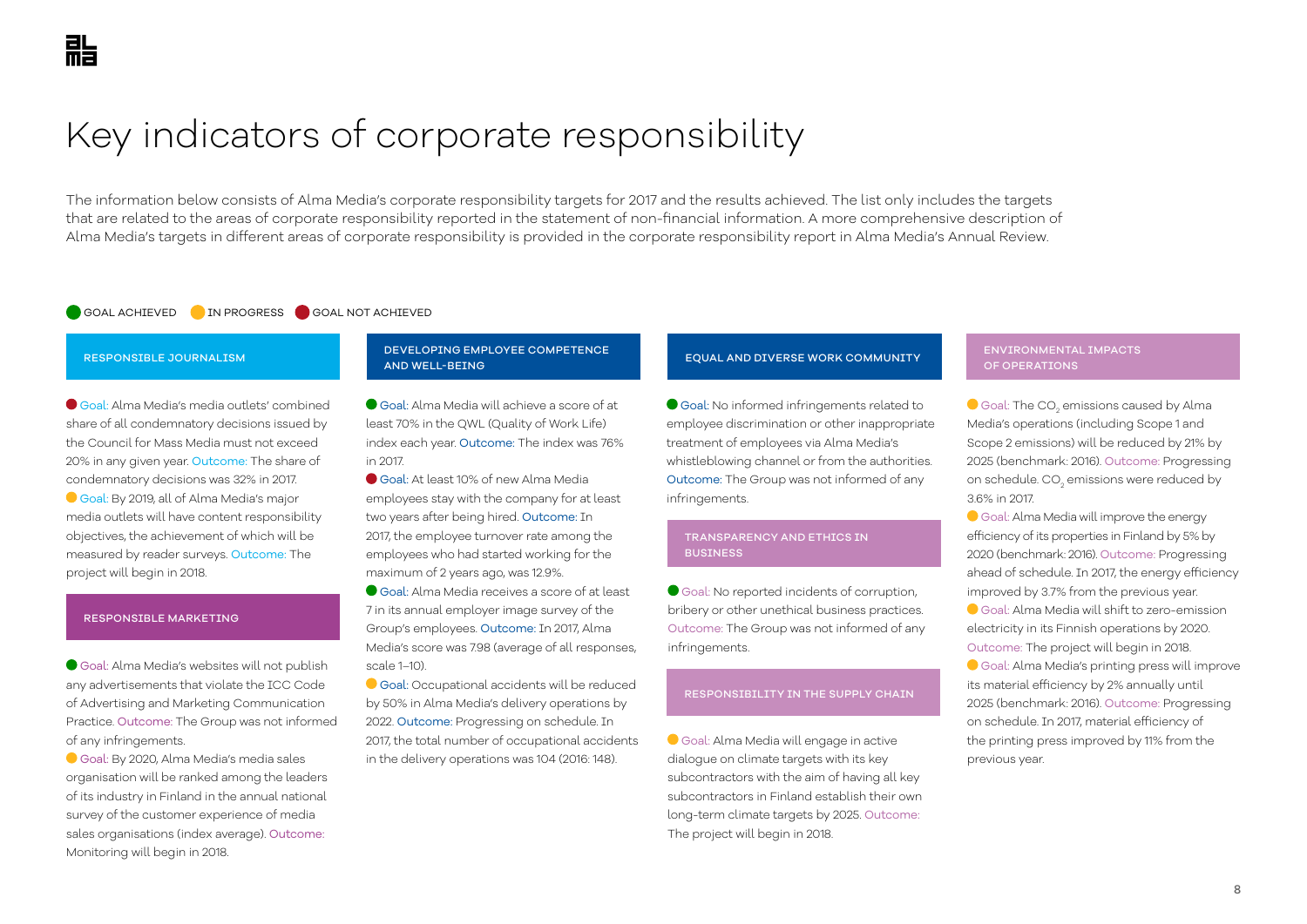# Key indicators of corporate responsibility

The information below consists of Alma Media's corporate responsibility targets for 2017 and the results achieved. The list only includes the targets that are related to the areas of corporate responsibility reported in the statement of non-financial information. A more comprehensive description of Alma Media's targets in different areas of corporate responsibility is provided in the corporate responsibility report in Alma Media's Annual Review.

🟢 GOAL ACHIEVED 🟡 IN PROGRESS 🔴 GOAL NOT ACHIEVED

## RESPONSIBLE JOURNALISM

🔴 Goal: Alma Media's media outlets' combined share of all condemnatory decisions issued by the Council for Mass Media must not exceed 20% in any given year. Outcome: The share of condemnatory decisions was 32% in 2017.

🟡 Goal: By 2019, all of Alma Media's major media outlets will have content responsibility objectives, the achievement of which will be measured by reader surveys. Outcome: The project will begin in 2018.

## RESPONSIBLE MARKETING

🟢 Goal: Alma Media's websites will not publish any advertisements that violate the ICC Code of Advertising and Marketing Communication Practice. Outcome: The Group was not informed of any infringements.

🟡 Goal: By 2020, Alma Media's media sales organisation will be ranked among the leaders of its industry in Finland in the annual national survey of the customer experience of media sales organisations (index average). Outcome: Monitoring will begin in 2018.

## DEVELOPING EMPLOYEE COMPETENCE AND WELL-BEING

🟢 Goal: Alma Media will achieve a score of at least 70% in the QWL (Quality of Work Life) index each year. Outcome: The index was 76% in 2017.

🔴 Goal: At least 10% of new Alma Media employees stay with the company for at least two years after being hired. Outcome: In 2017, the employee turnover rate among the employees who had started working for the maximum of 2 years ago, was 12.9%.

🟢 Goal: Alma Media receives a score of at least 7 in its annual employer image survey of the Group's employees. Outcome: In 2017, Alma Media's score was 7.98 (average of all responses, scale 1–10).

🟡 Goal: Occupational accidents will be reduced by 50% in Alma Media's delivery operations by 2022. Outcome: Progressing on schedule. In 2017, the total number of occupational accidents in the delivery operations was 104 (2016: 148).

## EQUAL AND DIVERSE WORK COMMUNITY

🟢 Goal: No informed infringements related to employee discrimination or other inappropriate treatment of employees via Alma Media's whistleblowing channel or from the authorities. Outcome: The Group was not informed of any infringements.

## TRANSPARENCY AND ETHICS IN BUSINESS

🟢 Goal: No reported incidents of corruption, bribery or other unethical business practices. Outcome: The Group was not informed of any infringements.

## RESPONSIBILITY IN THE SUPPLY CHAIN

🟡 Goal: Alma Media will engage in active dialogue on climate targets with its key subcontractors with the aim of having all key subcontractors in Finland establish their own long-term climate targets by 2025. Outcome: The project will begin in 2018.

## ENVIRONMENTAL IMPACTS OF OPERATIONS

🟡 Goal: The $CO_2$ emissions caused by Alma Media's operations (including Scope 1 and Scope 2 emissions) will be reduced by 21% by 2025 (benchmark: 2016). Outcome: Progressing on schedule. $CO_2$ emissions were reduced by 3.6% in 2017.

🟡 Goal: Alma Media will improve the energy efficiency of its properties in Finland by 5% by 2020 (benchmark: 2016). Outcome: Progressing ahead of schedule. In 2017, the energy efficiency improved by 3.7% from the previous year.

🟡 Goal: Alma Media will shift to zero-emission electricity in its Finnish operations by 2020. Outcome: The project will begin in 2018.

🟡 Goal: Alma Media's printing press will improve its material efficiency by 2% annually until 2025 (benchmark: 2016). Outcome: Progressing on schedule. In 2017, material efficiency of the printing press improved by 11% from the previous year.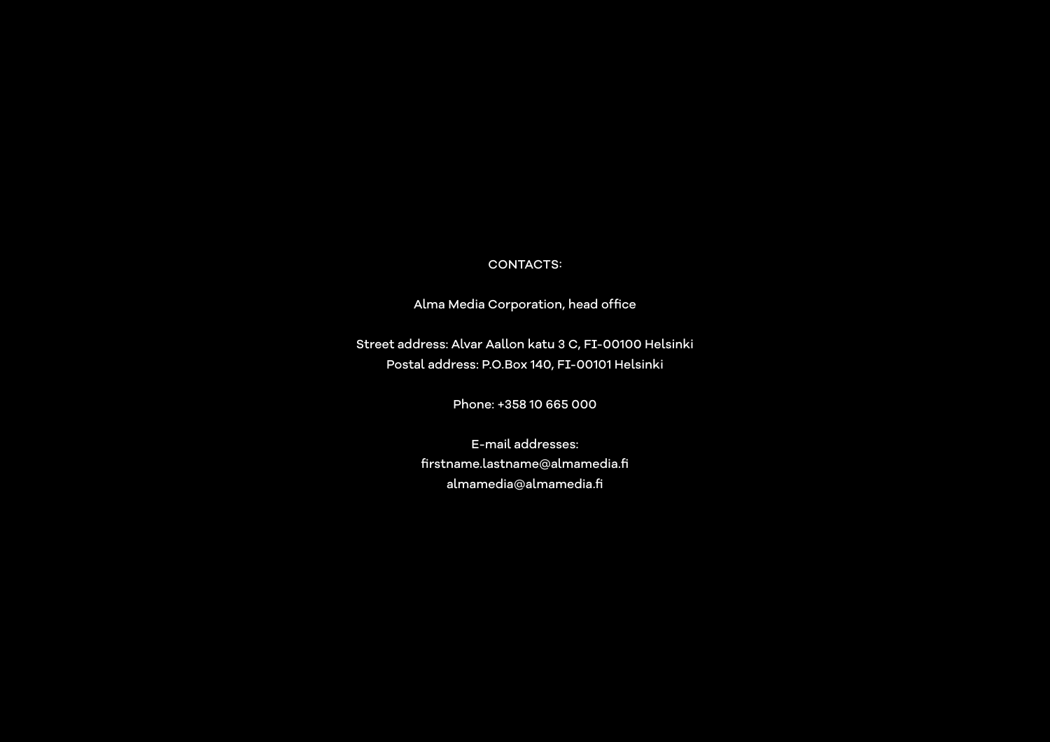CONTACTS:

Alma Media Corporation, head office

Street address: Alvar Aallon katu 3 C, FI-00100 Helsinki
Postal address: P.O.Box 140, FI-00101 Helsinki

Phone: +358 10 665 000

E-mail addresses:
firstname.lastname@almamedia.fi
almamedia@almamedia.fi